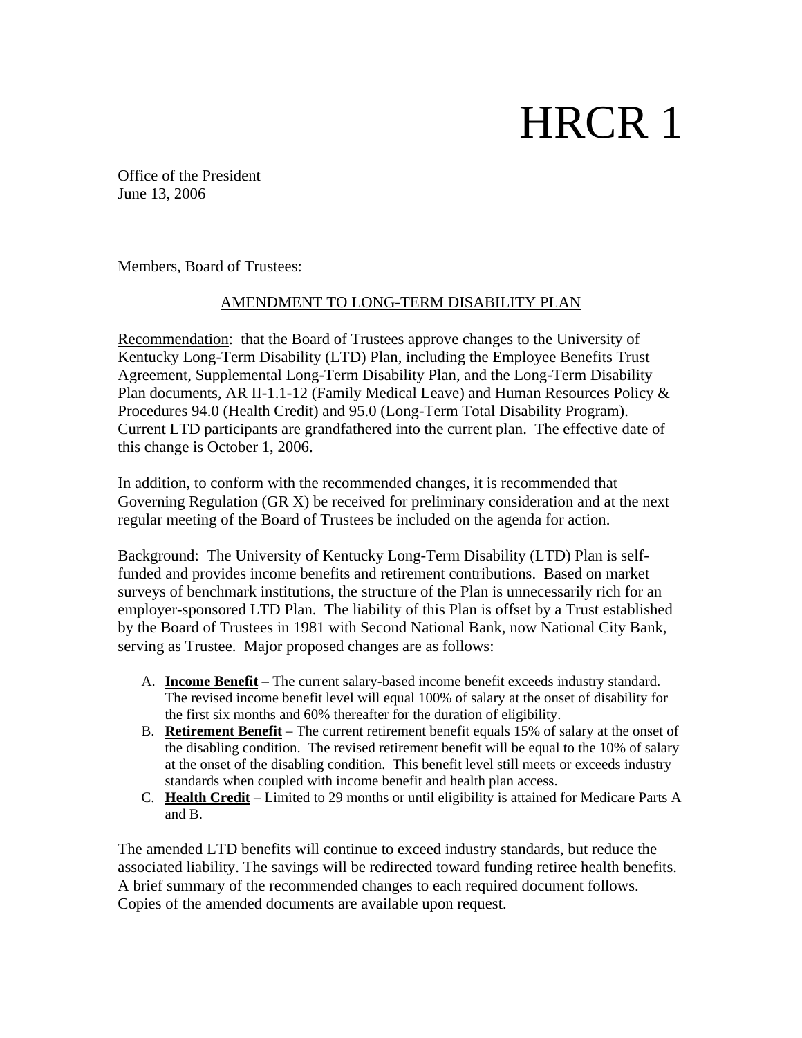# HRCR 1

Office of the President
June 13, 2006

Members, Board of Trustees:

## AMENDMENT TO LONG-TERM DISABILITY PLAN

Recommendation: that the Board of Trustees approve changes to the University of Kentucky Long-Term Disability (LTD) Plan, including the Employee Benefits Trust Agreement, Supplemental Long-Term Disability Plan, and the Long-Term Disability Plan documents, AR II-1.1-12 (Family Medical Leave) and Human Resources Policy & Procedures 94.0 (Health Credit) and 95.0 (Long-Term Total Disability Program). Current LTD participants are grandfathered into the current plan. The effective date of this change is October 1, 2006.

In addition, to conform with the recommended changes, it is recommended that Governing Regulation (GR X) be received for preliminary consideration and at the next regular meeting of the Board of Trustees be included on the agenda for action.

Background: The University of Kentucky Long-Term Disability (LTD) Plan is self-funded and provides income benefits and retirement contributions. Based on market surveys of benchmark institutions, the structure of the Plan is unnecessarily rich for an employer-sponsored LTD Plan. The liability of this Plan is offset by a Trust established by the Board of Trustees in 1981 with Second National Bank, now National City Bank, serving as Trustee. Major proposed changes are as follows:

A. **Income Benefit** – The current salary-based income benefit exceeds industry standard. The revised income benefit level will equal 100% of salary at the onset of disability for the first six months and 60% thereafter for the duration of eligibility.
B. **Retirement Benefit** – The current retirement benefit equals 15% of salary at the onset of the disabling condition. The revised retirement benefit will be equal to the 10% of salary at the onset of the disabling condition. This benefit level still meets or exceeds industry standards when coupled with income benefit and health plan access.
C. **Health Credit** – Limited to 29 months or until eligibility is attained for Medicare Parts A and B.

The amended LTD benefits will continue to exceed industry standards, but reduce the associated liability. The savings will be redirected toward funding retiree health benefits. A brief summary of the recommended changes to each required document follows. Copies of the amended documents are available upon request.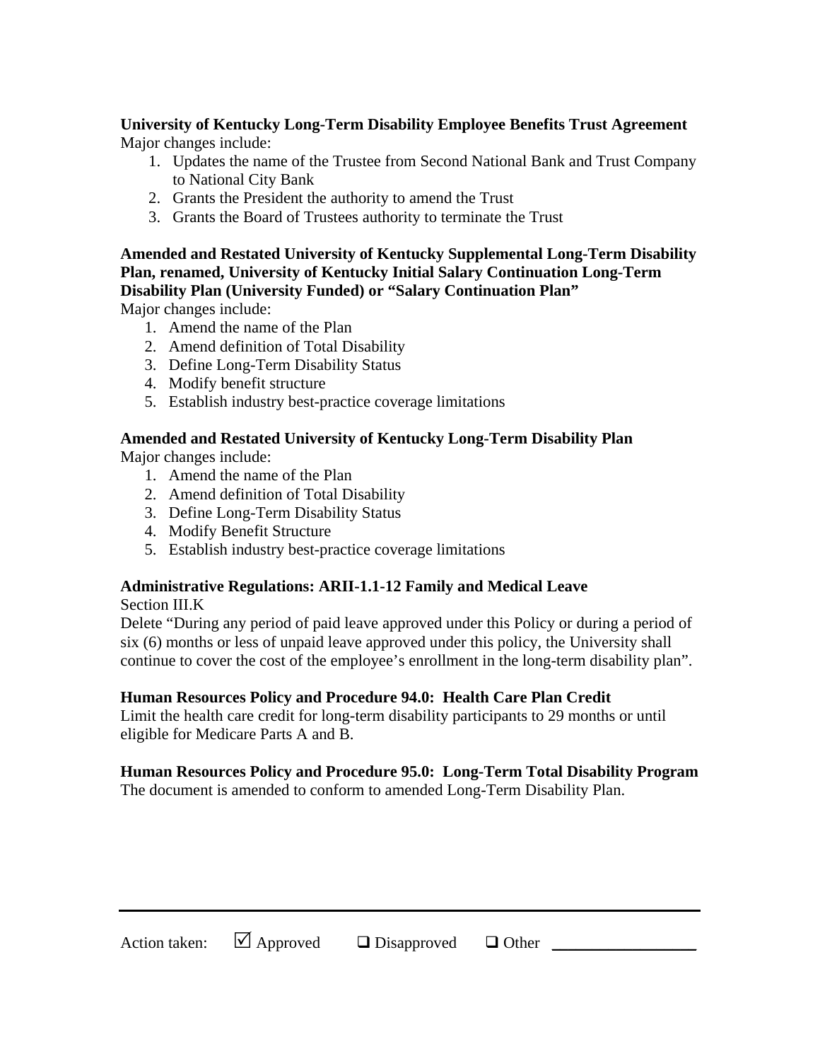**University of Kentucky Long-Term Disability Employee Benefits Trust Agreement**

Major changes include:

1. Updates the name of the Trustee from Second National Bank and Trust Company to National City Bank
2. Grants the President the authority to amend the Trust
3. Grants the Board of Trustees authority to terminate the Trust

**Amended and Restated University of Kentucky Supplemental Long-Term Disability Plan, renamed, University of Kentucky Initial Salary Continuation Long-Term Disability Plan (University Funded) or "Salary Continuation Plan"**

Major changes include:

1. Amend the name of the Plan
2. Amend definition of Total Disability
3. Define Long-Term Disability Status
4. Modify benefit structure
5. Establish industry best-practice coverage limitations

**Amended and Restated University of Kentucky Long-Term Disability Plan**

Major changes include:

1. Amend the name of the Plan
2. Amend definition of Total Disability
3. Define Long-Term Disability Status
4. Modify Benefit Structure
5. Establish industry best-practice coverage limitations

**Administrative Regulations: ARII-1.1-12 Family and Medical Leave**

Section III.K

Delete "During any period of paid leave approved under this Policy or during a period of six (6) months or less of unpaid leave approved under this policy, the University shall continue to cover the cost of the employee's enrollment in the long-term disability plan".

**Human Resources Policy and Procedure 94.0: Health Care Plan Credit**

Limit the health care credit for long-term disability participants to 29 months or until eligible for Medicare Parts A and B.

**Human Resources Policy and Procedure 95.0: Long-Term Total Disability Program**

The document is amended to conform to amended Long-Term Disability Plan.

---

Action taken: ☑ Approved ☐ Disapproved ☐ Other ____________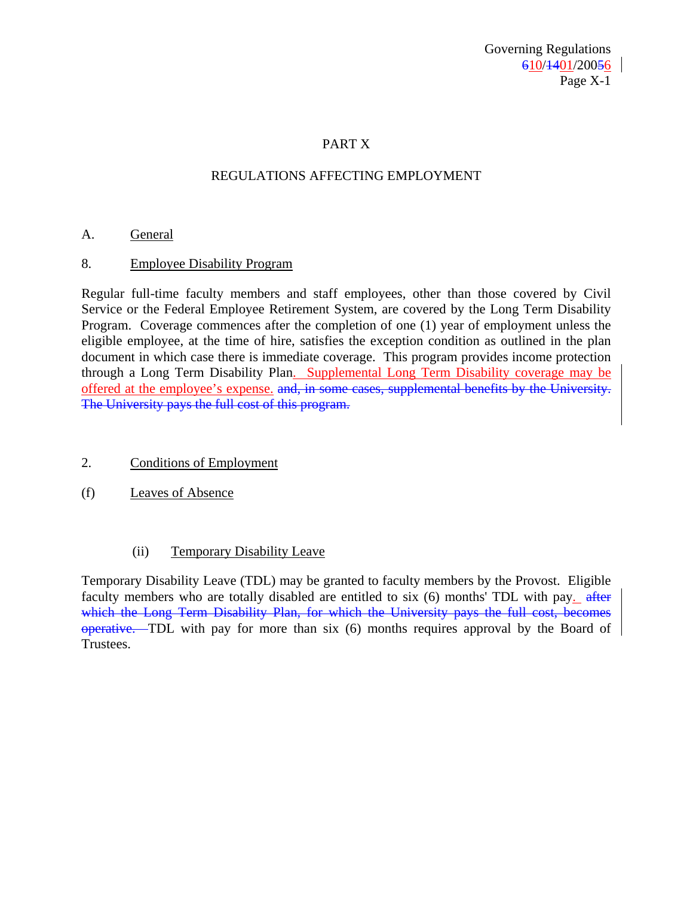# PART X

## REGULATIONS AFFECTING EMPLOYMENT

A. General

8. Employee Disability Program

Regular full-time faculty members and staff employees, other than those covered by Civil Service or the Federal Employee Retirement System, are covered by the Long Term Disability Program. Coverage commences after the completion of one (1) year of employment unless the eligible employee, at the time of hire, satisfies the exception condition as outlined in the plan document in which case there is immediate coverage. This program provides income protection through a Long Term Disability Plan. Supplemental Long Term Disability coverage may be offered at the employee's expense. ~~and, in some cases, supplemental benefits by the University. The University pays the full cost of this program.~~

2. Conditions of Employment

(f) Leaves of Absence

(ii) Temporary Disability Leave

Temporary Disability Leave (TDL) may be granted to faculty members by the Provost. Eligible faculty members who are totally disabled are entitled to six (6) months' TDL with pay. ~~after which the Long Term Disability Plan, for which the University pays the full cost, becomes operative.~~ TDL with pay for more than six (6) months requires approval by the Board of Trustees.